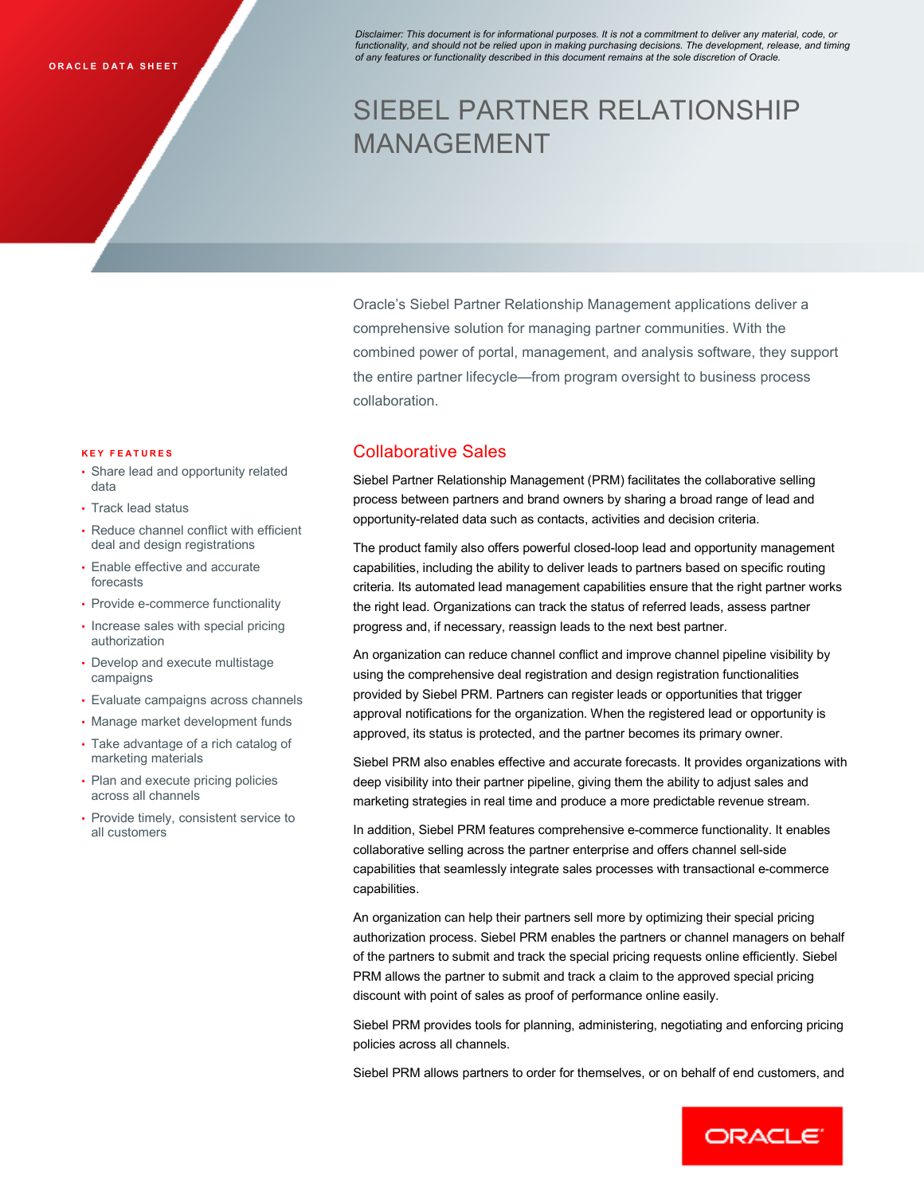ORACLE DATA SHEET

*Disclaimer: This document is for informational purposes. It is not a commitment to deliver any material, code, or functionality, and should not be relied upon in making purchasing decisions. The development, release, and timing of any features or functionality described in this document remains at the sole discretion of Oracle.*

# SIEBEL PARTNER RELATIONSHIP MANAGEMENT

Oracle's Siebel Partner Relationship Management applications deliver a comprehensive solution for managing partner communities. With the combined power of portal, management, and analysis software, they support the entire partner lifecycle—from program oversight to business process collaboration.

**KEY FEATURES**

- Share lead and opportunity related data
- Track lead status
- Reduce channel conflict with efficient deal and design registrations
- Enable effective and accurate forecasts
- Provide e-commerce functionality
- Increase sales with special pricing authorization
- Develop and execute multistage campaigns
- Evaluate campaigns across channels
- Manage market development funds
- Take advantage of a rich catalog of marketing materials
- Plan and execute pricing policies across all channels
- Provide timely, consistent service to all customers

## Collaborative Sales

Siebel Partner Relationship Management (PRM) facilitates the collaborative selling process between partners and brand owners by sharing a broad range of lead and opportunity-related data such as contacts, activities and decision criteria.

The product family also offers powerful closed-loop lead and opportunity management capabilities, including the ability to deliver leads to partners based on specific routing criteria. Its automated lead management capabilities ensure that the right partner works the right lead. Organizations can track the status of referred leads, assess partner progress and, if necessary, reassign leads to the next best partner.

An organization can reduce channel conflict and improve channel pipeline visibility by using the comprehensive deal registration and design registration functionalities provided by Siebel PRM. Partners can register leads or opportunities that trigger approval notifications for the organization. When the registered lead or opportunity is approved, its status is protected, and the partner becomes its primary owner.

Siebel PRM also enables effective and accurate forecasts. It provides organizations with deep visibility into their partner pipeline, giving them the ability to adjust sales and marketing strategies in real time and produce a more predictable revenue stream.

In addition, Siebel PRM features comprehensive e-commerce functionality. It enables collaborative selling across the partner enterprise and offers channel sell-side capabilities that seamlessly integrate sales processes with transactional e-commerce capabilities.

An organization can help their partners sell more by optimizing their special pricing authorization process. Siebel PRM enables the partners or channel managers on behalf of the partners to submit and track the special pricing requests online efficiently. Siebel PRM allows the partner to submit and track a claim to the approved special pricing discount with point of sales as proof of performance online easily.

Siebel PRM provides tools for planning, administering, negotiating and enforcing pricing policies across all channels.

Siebel PRM allows partners to order for themselves, or on behalf of end customers, and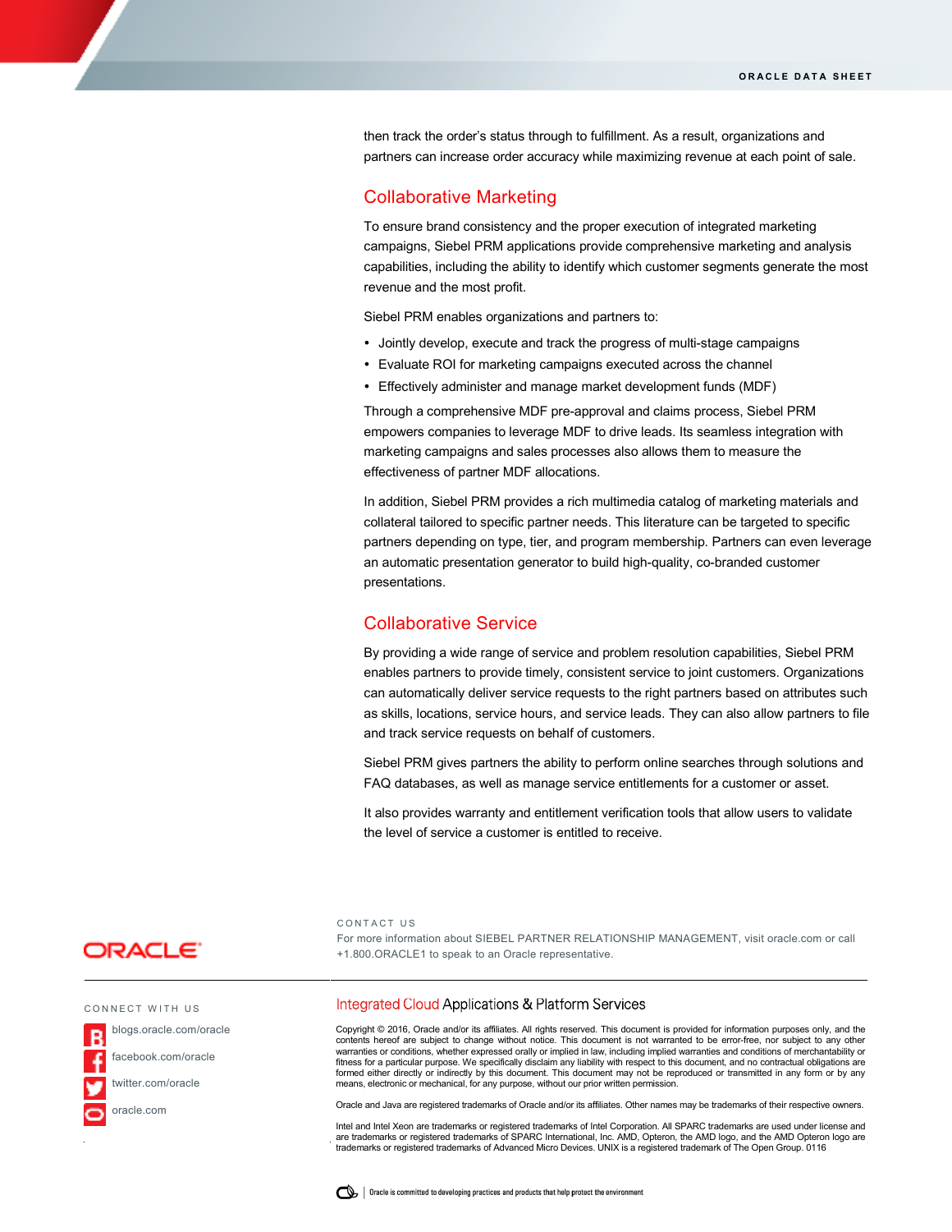then track the order's status through to fulfillment. As a result, organizations and partners can increase order accuracy while maximizing revenue at each point of sale.

## Collaborative Marketing

To ensure brand consistency and the proper execution of integrated marketing campaigns, Siebel PRM applications provide comprehensive marketing and analysis capabilities, including the ability to identify which customer segments generate the most revenue and the most profit.

Siebel PRM enables organizations and partners to:

- Jointly develop, execute and track the progress of multi-stage campaigns
- Evaluate ROI for marketing campaigns executed across the channel
- Effectively administer and manage market development funds (MDF)

Through a comprehensive MDF pre-approval and claims process, Siebel PRM empowers companies to leverage MDF to drive leads. Its seamless integration with marketing campaigns and sales processes also allows them to measure the effectiveness of partner MDF allocations.

In addition, Siebel PRM provides a rich multimedia catalog of marketing materials and collateral tailored to specific partner needs. This literature can be targeted to specific partners depending on type, tier, and program membership. Partners can even leverage an automatic presentation generator to build high-quality, co-branded customer presentations.

## Collaborative Service

By providing a wide range of service and problem resolution capabilities, Siebel PRM enables partners to provide timely, consistent service to joint customers. Organizations can automatically deliver service requests to the right partners based on attributes such as skills, locations, service hours, and service leads. They can also allow partners to file and track service requests on behalf of customers.

Siebel PRM gives partners the ability to perform online searches through solutions and FAQ databases, as well as manage service entitlements for a customer or asset.

It also provides warranty and entitlement verification tools that allow users to validate the level of service a customer is entitled to receive.

CONTACT US

For more information about SIEBEL PARTNER RELATIONSHIP MANAGEMENT, visit oracle.com or call +1.800.ORACLE1 to speak to an Oracle representative.

ORACLE

CONNECT WITH US

- blogs.oracle.com/oracle
- facebook.com/oracle
- twitter.com/oracle
- oracle.com

Integrated Cloud Applications & Platform Services

Copyright © 2016, Oracle and/or its affiliates. All rights reserved. This document is provided for information purposes only, and the contents hereof are subject to change without notice. This document is not warranted to be error-free, nor subject to any other warranties or conditions, whether expressed orally or implied in law, including implied warranties and conditions of merchantability or fitness for a particular purpose. We specifically disclaim any liability with respect to this document, and no contractual obligations are formed either directly or indirectly by this document. This document may not be reproduced or transmitted in any form or by any means, electronic or mechanical, for any purpose, without our prior written permission.

Oracle and Java are registered trademarks of Oracle and/or its affiliates. Other names may be trademarks of their respective owners.

Intel and Intel Xeon are trademarks or registered trademarks of Intel Corporation. All SPARC trademarks are used under license and are trademarks or registered trademarks of SPARC International, Inc. AMD, Opteron, the AMD logo, and the AMD Opteron logo are trademarks or registered trademarks of Advanced Micro Devices. UNIX is a registered trademark of The Open Group. 0116

Oracle is committed to developing practices and products that help protect the environment